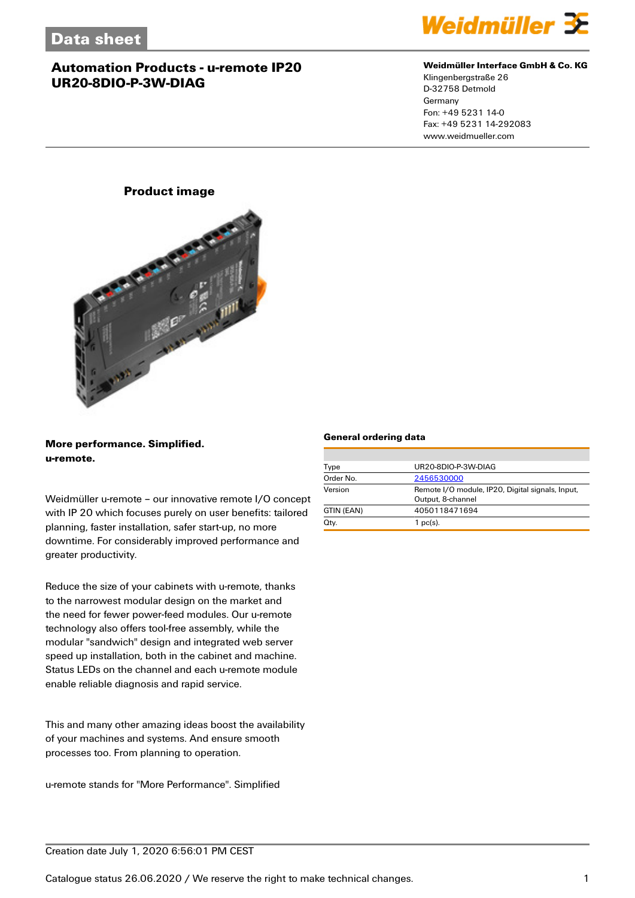# Data sheet

## Automation Products - u-remote IP20 UR20-8DIO-P-3W-DIAG

**Weidmüller Interface GmbH & Co. KG**
Klingenbergstraße 26
D-32758 Detmold
Germany
Fon: +49 5231 14-0
Fax: +49 5231 14-292083
www.weidmueller.com

### Product image

**More performance. Simplified.**
**u-remote.**

Weidmüller u-remote – our innovative remote I/O concept with IP 20 which focuses purely on user benefits: tailored planning, faster installation, safer start-up, no more downtime. For considerably improved performance and greater productivity.

Reduce the size of your cabinets with u-remote, thanks to the narrowest modular design on the market and the need for fewer power-feed modules. Our u-remote technology also offers tool-free assembly, while the modular "sandwich" design and integrated web server speed up installation, both in the cabinet and machine. Status LEDs on the channel and each u-remote module enable reliable diagnosis and rapid service.

This and many other amazing ideas boost the availability of your machines and systems. And ensure smooth processes too. From planning to operation.

u-remote stands for "More Performance". Simplified

### General ordering data

| | |
|---|---|
| Type | UR20-8DIO-P-3W-DIAG |
| Order No. | 2456530000 |
| Version | Remote I/O module, IP20, Digital signals, Input, Output, 8-channel |
| GTIN (EAN) | 4050118471694 |
| Qty. | 1 pc(s). |

Creation date July 1, 2020 6:56:01 PM CEST

Catalogue status 26.06.2020 / We reserve the right to make technical changes.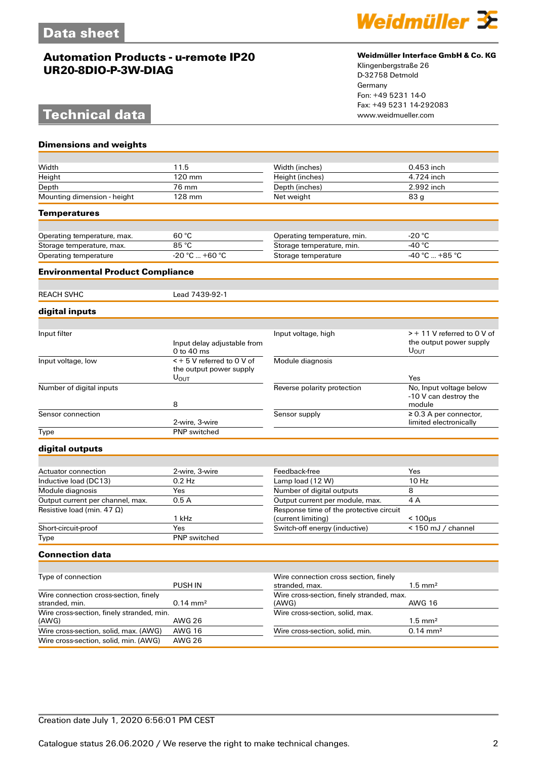# Data sheet

## Automation Products - u-remote IP20
## UR20-8DIO-P-3W-DIAG

**Weidmüller Interface GmbH & Co. KG**
Klingenbergstraße 26
D-32758 Detmold
Germany
Fon: +49 5231 14-0
Fax: +49 5231 14-292083
www.weidmueller.com

# Technical data

### Dimensions and weights

| | | | |
|---|---|---|---|
| Width | 11.5 | Width (inches) | 0.453 inch |
| Height | 120 mm | Height (inches) | 4.724 inch |
| Depth | 76 mm | Depth (inches) | 2.992 inch |
| Mounting dimension - height | 128 mm | Net weight | 83 g |

### Temperatures

| | | | |
|---|---|---|---|
| Operating temperature, max. | 60 °C | Operating temperature, min. | -20 °C |
| Storage temperature, max. | 85 °C | Storage temperature, min. | -40 °C |
| Operating temperature | -20 °C ... +60 °C | Storage temperature | -40 °C ... +85 °C |

### Environmental Product Compliance

| | |
|---|---|
| REACH SVHC | Lead 7439-92-1 |

### digital inputs

| | | | |
|---|---|---|---|
| Input filter | Input delay adjustable from 0 to 40 ms | Input voltage, high | > + 11 V referred to 0 V of the output power supply $U_{OUT}$ |
| Input voltage, low | < + 5 V referred to 0 V of the output power supply $U_{OUT}$ | Module diagnosis | Yes |
| Number of digital inputs | 8 | Reverse polarity protection | No, Input voltage below -10 V can destroy the module |
| Sensor connection | 2-wire, 3-wire | Sensor supply | ≥ 0.3 A per connector, limited electronically |
| Type | PNP switched | | |

### digital outputs

| | | | |
|---|---|---|---|
| Actuator connection | 2-wire, 3-wire | Feedback-free | Yes |
| Inductive load (DC13) | 0.2 Hz | Lamp load (12 W) | 10 Hz |
| Module diagnosis | Yes | Number of digital outputs | 8 |
| Output current per channel, max. | 0.5 A | Output current per module, max. | 4 A |
| Resistive load (min. 47 Ω) | 1 kHz | Response time of the protective circuit (current limiting) | < 100µs |
| Short-circuit-proof | Yes | Switch-off energy (inductive) | < 150 mJ / channel |
| Type | PNP switched | | |

### Connection data

| | | | |
|---|---|---|---|
| Type of connection | PUSH IN | Wire connection cross section, finely stranded, max. | 1.5 mm² |
| Wire connection cross-section, finely stranded, min. | 0.14 mm² | Wire cross-section, finely stranded, max. (AWG) | AWG 16 |
| Wire cross-section, finely stranded, min. (AWG) | AWG 26 | Wire cross-section, solid, max. | 1.5 mm² |
| Wire cross-section, solid, max. (AWG) | AWG 16 | Wire cross-section, solid, min. | 0.14 mm² |
| Wire cross-section, solid, min. (AWG) | AWG 26 | | |

Creation date July 1, 2020 6:56:01 PM CEST

Catalogue status 26.06.2020 / We reserve the right to make technical changes.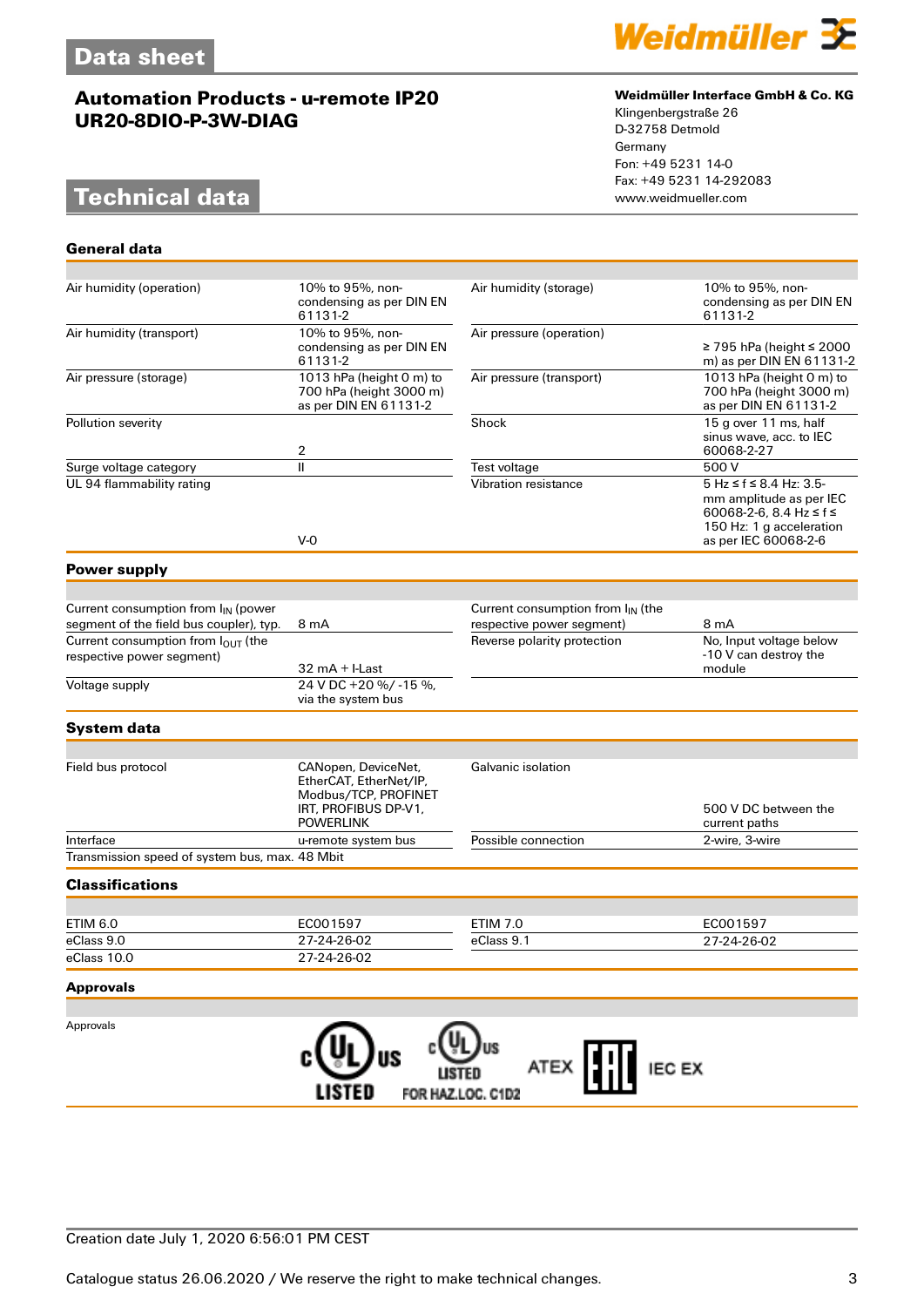# Automation Products - u-remote IP20
## UR20-8DIO-P-3W-DIAG

**Weidmüller Interface GmbH & Co. KG**
Klingenbergstraße 26
D-32758 Detmold
Germany
Fon: +49 5231 14-0
Fax: +49 5231 14-292083
www.weidmueller.com

# Technical data

### General data

| | | | |
|---|---|---|---|
| Air humidity (operation) | 10% to 95%, non-condensing as per DIN EN 61131-2 | Air humidity (storage) | 10% to 95%, non-condensing as per DIN EN 61131-2 |
| Air humidity (transport) | 10% to 95%, non-condensing as per DIN EN 61131-2 | Air pressure (operation) | ≥ 795 hPa (height ≤ 2000 m) as per DIN EN 61131-2 |
| Air pressure (storage) | 1013 hPa (height 0 m) to 700 hPa (height 3000 m) as per DIN EN 61131-2 | Air pressure (transport) | 1013 hPa (height 0 m) to 700 hPa (height 3000 m) as per DIN EN 61131-2 |
| Pollution severity | 2 | Shock | 15 g over 11 ms, half sinus wave, acc. to IEC 60068-2-27 |
| Surge voltage category | II | Test voltage | 500 V |
| UL 94 flammability rating | V-0 | Vibration resistance | 5 Hz ≤ f ≤ 8.4 Hz: 3.5-mm amplitude as per IEC 60068-2-6, 8.4 Hz ≤ f ≤ 150 Hz: 1 g acceleration as per IEC 60068-2-6 |

### Power supply

| | | | |
|---|---|---|---|
| Current consumption from $I_{IN}$ (power segment of the field bus coupler), typ. | 8 mA | Current consumption from $I_{IN}$ (the respective power segment) | 8 mA |
| Current consumption from $I_{OUT}$ (the respective power segment) | 32 mA + I-Last | Reverse polarity protection | No, Input voltage below -10 V can destroy the module |
| Voltage supply | 24 V DC +20 %/ -15 %, via the system bus | | |

### System data

| | | | |
|---|---|---|---|
| Field bus protocol | CANopen, DeviceNet, EtherCAT, EtherNet/IP, Modbus/TCP, PROFINET IRT, PROFIBUS DP-V1, POWERLINK | Galvanic isolation | 500 V DC between the current paths |
| Interface | u-remote system bus | Possible connection | 2-wire, 3-wire |
| Transmission speed of system bus, max. | 48 Mbit | | |

### Classifications

| | | | |
|---|---|---|---|
| ETIM 6.0 | EC001597 | ETIM 7.0 | EC001597 |
| eClass 9.0 | 27-24-26-02 | eClass 9.1 | 27-24-26-02 |
| eClass 10.0 | 27-24-26-02 | | |

### Approvals

Approvals

c UL us LISTED | c UL us LISTED FOR HAZ.LOC. C1D2 | ATEX | EAC | IEC EX

Creation date July 1, 2020 6:56:01 PM CEST

Catalogue status 26.06.2020 / We reserve the right to make technical changes.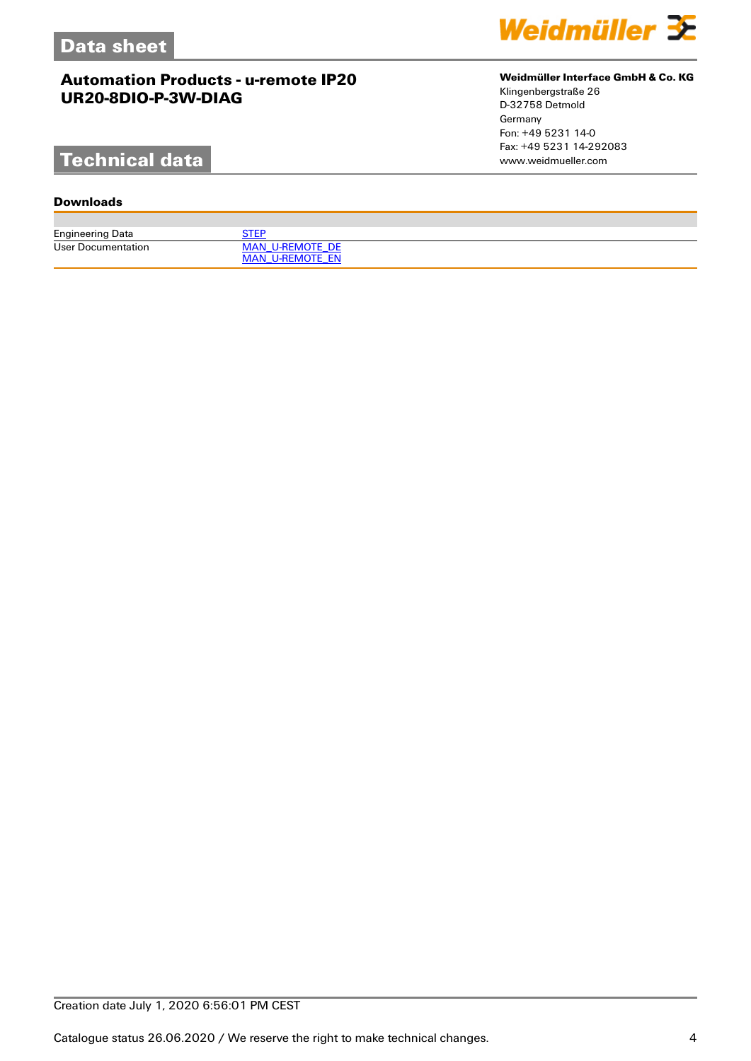## Downloads

| | |
|---|---|
| Engineering Data | STEP |
| User Documentation | MAN_U-REMOTE_DE<br>MAN_U-REMOTE_EN |

Creation date July 1, 2020 6:56:01 PM CEST

Catalogue status 26.06.2020 / We reserve the right to make technical changes.